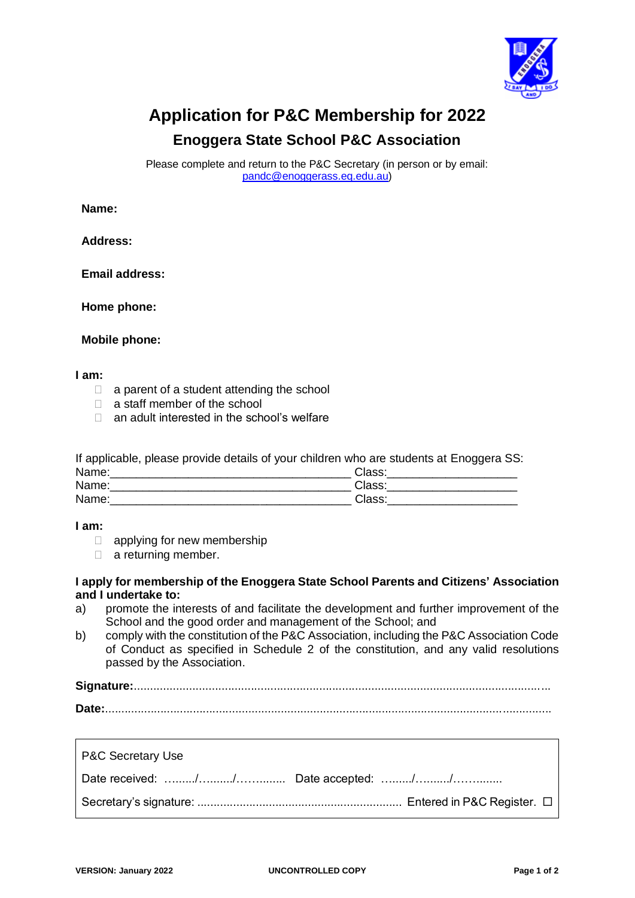# Application for P&C Membership for 2022

## Enoggera State School P&C Association

Please complete and return to the P&C Secretary (in person or by email: pandc@enoggerass.eq.edu.au)

**Name:**

**Address:**

**Email address:**

**Home phone:**

**Mobile phone:**

**I am:**

- ☐ a parent of a student attending the school
- ☐ a staff member of the school
- ☐ an adult interested in the school's welfare

If applicable, please provide details of your children who are students at Enoggera SS:

Name:_____________________________________ Class:____________________

Name:_____________________________________ Class:____________________

Name:_____________________________________ Class:____________________

**I am:**

- ☐ applying for new membership
- ☐ a returning member.

**I apply for membership of the Enoggera State School Parents and Citizens' Association and I undertake to:**

a) promote the interests of and facilitate the development and further improvement of the School and the good order and management of the School; and

b) comply with the constitution of the P&C Association, including the P&C Association Code of Conduct as specified in Schedule 2 of the constitution, and any valid resolutions passed by the Association.

**Signature:**.............................................................................................................................

**Date:**.......................................................................................................................................

---

P&C Secretary Use

Date received: ……../……../……....... Date accepted: ……../……../……........

Secretary's signature: ............................................................... Entered in P&C Register. ☐

---

VERSION: January 2022 UNCONTROLLED COPY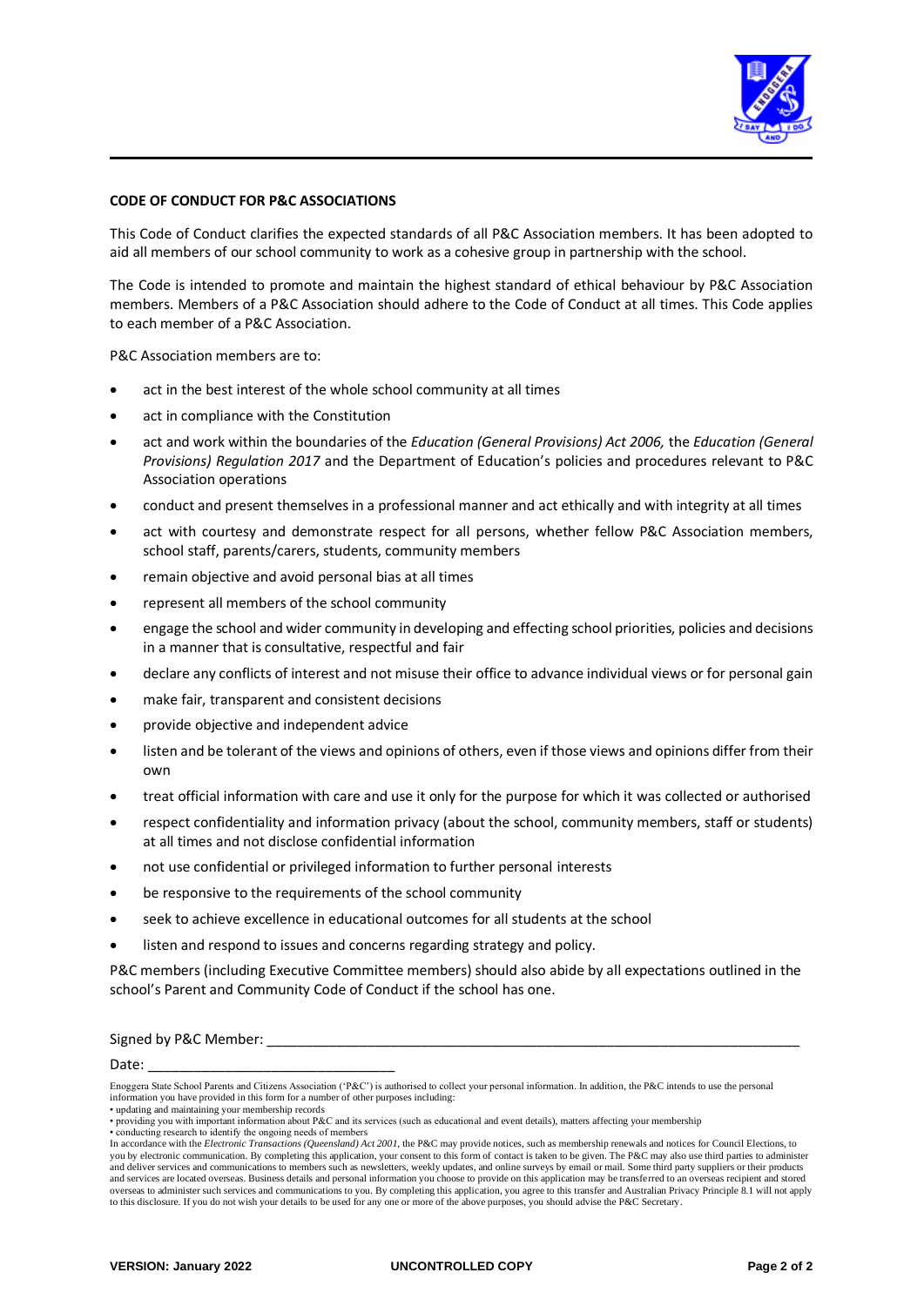**CODE OF CONDUCT FOR P&C ASSOCIATIONS**

This Code of Conduct clarifies the expected standards of all P&C Association members. It has been adopted to aid all members of our school community to work as a cohesive group in partnership with the school.

The Code is intended to promote and maintain the highest standard of ethical behaviour by P&C Association members. Members of a P&C Association should adhere to the Code of Conduct at all times. This Code applies to each member of a P&C Association.

P&C Association members are to:

- act in the best interest of the whole school community at all times
- act in compliance with the Constitution
- act and work within the boundaries of the *Education (General Provisions) Act 2006,* the *Education (General Provisions) Regulation 2017* and the Department of Education's policies and procedures relevant to P&C Association operations
- conduct and present themselves in a professional manner and act ethically and with integrity at all times
- act with courtesy and demonstrate respect for all persons, whether fellow P&C Association members, school staff, parents/carers, students, community members
- remain objective and avoid personal bias at all times
- represent all members of the school community
- engage the school and wider community in developing and effecting school priorities, policies and decisions in a manner that is consultative, respectful and fair
- declare any conflicts of interest and not misuse their office to advance individual views or for personal gain
- make fair, transparent and consistent decisions
- provide objective and independent advice
- listen and be tolerant of the views and opinions of others, even if those views and opinions differ from their own
- treat official information with care and use it only for the purpose for which it was collected or authorised
- respect confidentiality and information privacy (about the school, community members, staff or students) at all times and not disclose confidential information
- not use confidential or privileged information to further personal interests
- be responsive to the requirements of the school community
- seek to achieve excellence in educational outcomes for all students at the school
- listen and respond to issues and concerns regarding strategy and policy.

P&C members (including Executive Committee members) should also abide by all expectations outlined in the school's Parent and Community Code of Conduct if the school has one.

Signed by P&C Member: ______________________________________________________________________

Date: ________________________________

Enoggera State School Parents and Citizens Association ('P&C') is authorised to collect your personal information. In addition, the P&C intends to use the personal information you have provided in this form for a number of other purposes including:
• updating and maintaining your membership records
• providing you with important information about P&C and its services (such as educational and event details), matters affecting your membership
• conducting research to identify the ongoing needs of members
In accordance with the *Electronic Transactions (Queensland) Act 2001*, the P&C may provide notices, such as membership renewals and notices for Council Elections, to you by electronic communication. By completing this application, your consent to this form of contact is taken to be given. The P&C may also use third parties to administer and deliver services and communications to members such as newsletters, weekly updates, and online surveys by email or mail. Some third party suppliers or their products and services are located overseas. Business details and personal information you choose to provide on this application may be transferred to an overseas recipient and stored overseas to administer such services and communications to you. By completing this application, you agree to this transfer and Australian Privacy Principle 8.1 will not apply to this disclosure. If you do not wish your details to be used for any one or more of the above purposes, you should advise the P&C Secretary.

**VERSION: January 2022** **UNCONTROLLED COPY**